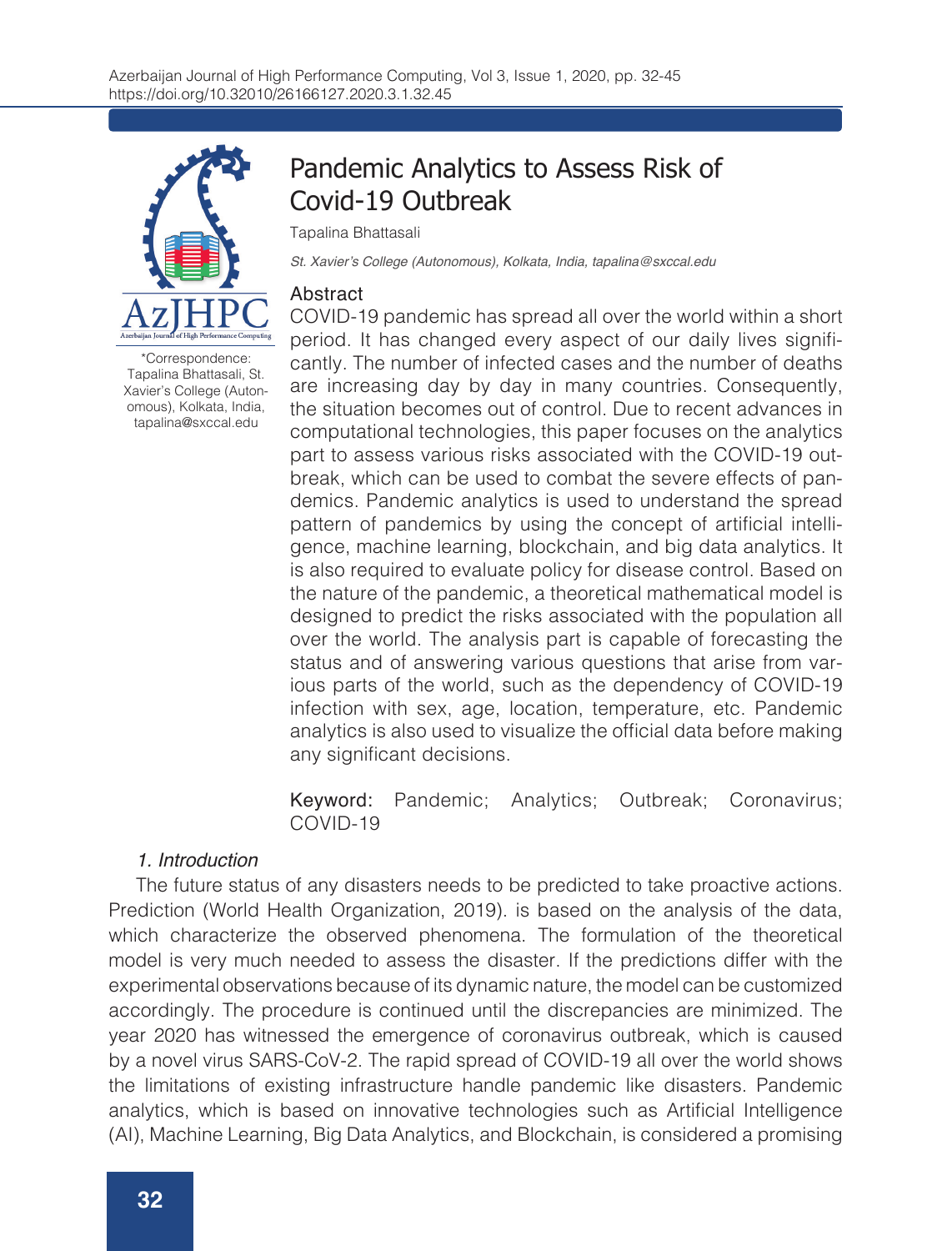# Pandemic Analytics to Assess Risk of Covid-19 Outbreak

Tapalina Bhattasali

*St. Xavier's College (Autonomous), Kolkata, India, tapalina@sxccal.edu*

*Correspondence: Tapalina Bhattasali, St. Xavier's College (Autonomous), Kolkata, India, tapalina@sxccal.edu

## Abstract

COVID-19 pandemic has spread all over the world within a short period. It has changed every aspect of our daily lives significantly. The number of infected cases and the number of deaths are increasing day by day in many countries. Consequently, the situation becomes out of control. Due to recent advances in computational technologies, this paper focuses on the analytics part to assess various risks associated with the COVID-19 outbreak, which can be used to combat the severe effects of pandemics. Pandemic analytics is used to understand the spread pattern of pandemics by using the concept of artificial intelligence, machine learning, blockchain, and big data analytics. It is also required to evaluate policy for disease control. Based on the nature of the pandemic, a theoretical mathematical model is designed to predict the risks associated with the population all over the world. The analysis part is capable of forecasting the status and of answering various questions that arise from various parts of the world, such as the dependency of COVID-19 infection with sex, age, location, temperature, etc. Pandemic analytics is also used to visualize the official data before making any significant decisions.

**Keyword:** Pandemic; Analytics; Outbreak; Coronavirus; COVID-19

## *1. Introduction*

The future status of any disasters needs to be predicted to take proactive actions. Prediction (World Health Organization, 2019). is based on the analysis of the data, which characterize the observed phenomena. The formulation of the theoretical model is very much needed to assess the disaster. If the predictions differ with the experimental observations because of its dynamic nature, the model can be customized accordingly. The procedure is continued until the discrepancies are minimized. The year 2020 has witnessed the emergence of coronavirus outbreak, which is caused by a novel virus SARS-CoV-2. The rapid spread of COVID-19 all over the world shows the limitations of existing infrastructure handle pandemic like disasters. Pandemic analytics, which is based on innovative technologies such as Artificial Intelligence (AI), Machine Learning, Big Data Analytics, and Blockchain, is considered a promising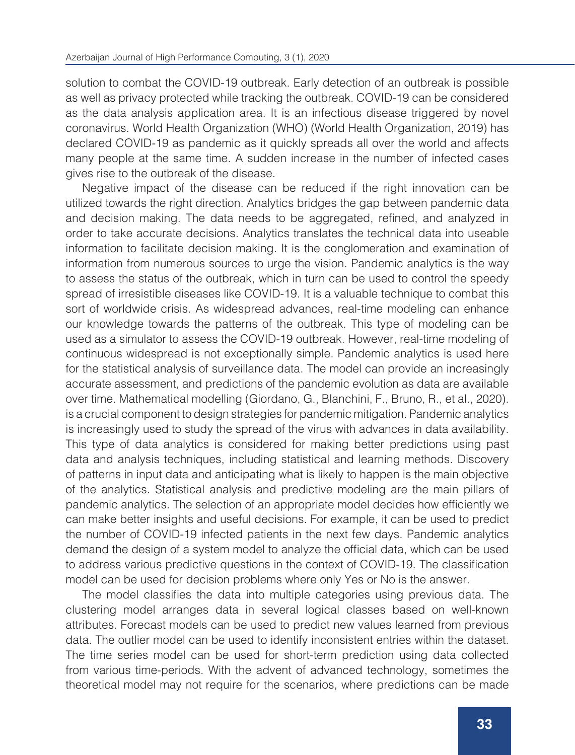solution to combat the COVID-19 outbreak. Early detection of an outbreak is possible as well as privacy protected while tracking the outbreak. COVID-19 can be considered as the data analysis application area. It is an infectious disease triggered by novel coronavirus. World Health Organization (WHO) (World Health Organization, 2019) has declared COVID-19 as pandemic as it quickly spreads all over the world and affects many people at the same time. A sudden increase in the number of infected cases gives rise to the outbreak of the disease.

Negative impact of the disease can be reduced if the right innovation can be utilized towards the right direction. Analytics bridges the gap between pandemic data and decision making. The data needs to be aggregated, refined, and analyzed in order to take accurate decisions. Analytics translates the technical data into useable information to facilitate decision making. It is the conglomeration and examination of information from numerous sources to urge the vision. Pandemic analytics is the way to assess the status of the outbreak, which in turn can be used to control the speedy spread of irresistible diseases like COVID-19. It is a valuable technique to combat this sort of worldwide crisis. As widespread advances, real-time modeling can enhance our knowledge towards the patterns of the outbreak. This type of modeling can be used as a simulator to assess the COVID-19 outbreak. However, real-time modeling of continuous widespread is not exceptionally simple. Pandemic analytics is used here for the statistical analysis of surveillance data. The model can provide an increasingly accurate assessment, and predictions of the pandemic evolution as data are available over time. Mathematical modelling (Giordano, G., Blanchini, F., Bruno, R., et al., 2020). is a crucial component to design strategies for pandemic mitigation. Pandemic analytics is increasingly used to study the spread of the virus with advances in data availability. This type of data analytics is considered for making better predictions using past data and analysis techniques, including statistical and learning methods. Discovery of patterns in input data and anticipating what is likely to happen is the main objective of the analytics. Statistical analysis and predictive modeling are the main pillars of pandemic analytics. The selection of an appropriate model decides how efficiently we can make better insights and useful decisions. For example, it can be used to predict the number of COVID-19 infected patients in the next few days. Pandemic analytics demand the design of a system model to analyze the official data, which can be used to address various predictive questions in the context of COVID-19. The classification model can be used for decision problems where only Yes or No is the answer.

The model classifies the data into multiple categories using previous data. The clustering model arranges data in several logical classes based on well-known attributes. Forecast models can be used to predict new values learned from previous data. The outlier model can be used to identify inconsistent entries within the dataset. The time series model can be used for short-term prediction using data collected from various time-periods. With the advent of advanced technology, sometimes the theoretical model may not require for the scenarios, where predictions can be made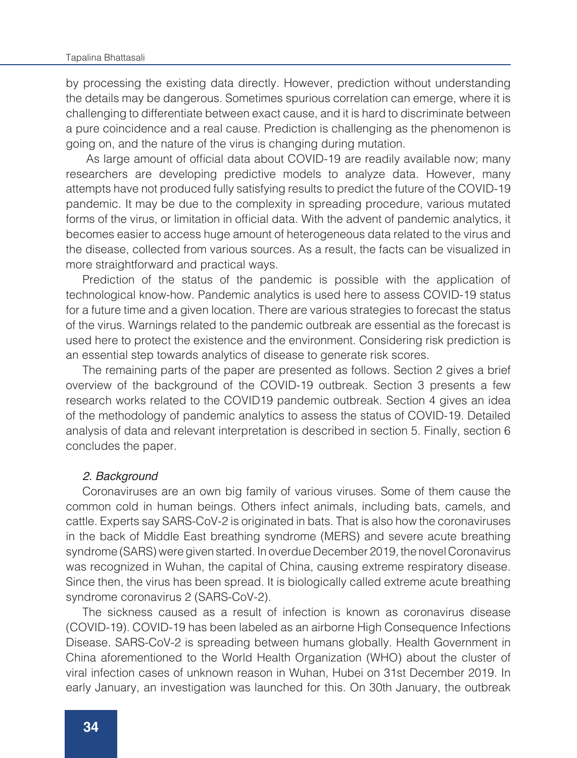by processing the existing data directly. However, prediction without understanding the details may be dangerous. Sometimes spurious correlation can emerge, where it is challenging to differentiate between exact cause, and it is hard to discriminate between a pure coincidence and a real cause. Prediction is challenging as the phenomenon is going on, and the nature of the virus is changing during mutation.

As large amount of official data about COVID-19 are readily available now; many researchers are developing predictive models to analyze data. However, many attempts have not produced fully satisfying results to predict the future of the COVID-19 pandemic. It may be due to the complexity in spreading procedure, various mutated forms of the virus, or limitation in official data. With the advent of pandemic analytics, it becomes easier to access huge amount of heterogeneous data related to the virus and the disease, collected from various sources. As a result, the facts can be visualized in more straightforward and practical ways.

Prediction of the status of the pandemic is possible with the application of technological know-how. Pandemic analytics is used here to assess COVID-19 status for a future time and a given location. There are various strategies to forecast the status of the virus. Warnings related to the pandemic outbreak are essential as the forecast is used here to protect the existence and the environment. Considering risk prediction is an essential step towards analytics of disease to generate risk scores.

The remaining parts of the paper are presented as follows. Section 2 gives a brief overview of the background of the COVID-19 outbreak. Section 3 presents a few research works related to the COVID19 pandemic outbreak. Section 4 gives an idea of the methodology of pandemic analytics to assess the status of COVID-19. Detailed analysis of data and relevant interpretation is described in section 5. Finally, section 6 concludes the paper.

## *2. Background*

Coronaviruses are an own big family of various viruses. Some of them cause the common cold in human beings. Others infect animals, including bats, camels, and cattle. Experts say SARS-CoV-2 is originated in bats. That is also how the coronaviruses in the back of Middle East breathing syndrome (MERS) and severe acute breathing syndrome (SARS) were given started. In overdue December 2019, the novel Coronavirus was recognized in Wuhan, the capital of China, causing extreme respiratory disease. Since then, the virus has been spread. It is biologically called extreme acute breathing syndrome coronavirus 2 (SARS-CoV-2).

The sickness caused as a result of infection is known as coronavirus disease (COVID-19). COVID-19 has been labeled as an airborne High Consequence Infections Disease. SARS-CoV-2 is spreading between humans globally. Health Government in China aforementioned to the World Health Organization (WHO) about the cluster of viral infection cases of unknown reason in Wuhan, Hubei on 31st December 2019. In early January, an investigation was launched for this. On 30th January, the outbreak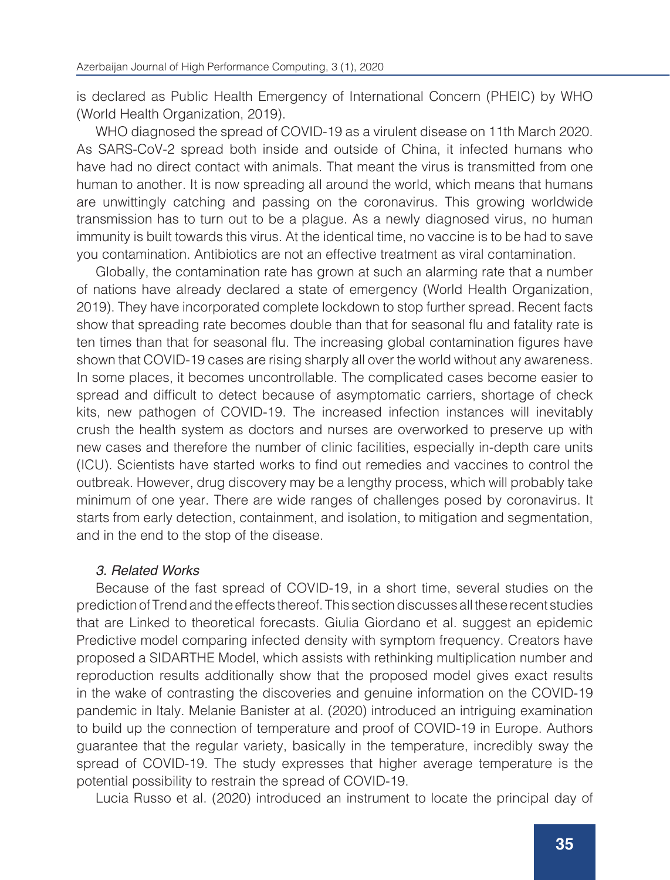is declared as Public Health Emergency of International Concern (PHEIC) by WHO (World Health Organization, 2019).

WHO diagnosed the spread of COVID-19 as a virulent disease on 11th March 2020. As SARS-CoV-2 spread both inside and outside of China, it infected humans who have had no direct contact with animals. That meant the virus is transmitted from one human to another. It is now spreading all around the world, which means that humans are unwittingly catching and passing on the coronavirus. This growing worldwide transmission has to turn out to be a plague. As a newly diagnosed virus, no human immunity is built towards this virus. At the identical time, no vaccine is to be had to save you contamination. Antibiotics are not an effective treatment as viral contamination.

Globally, the contamination rate has grown at such an alarming rate that a number of nations have already declared a state of emergency (World Health Organization, 2019). They have incorporated complete lockdown to stop further spread. Recent facts show that spreading rate becomes double than that for seasonal flu and fatality rate is ten times than that for seasonal flu. The increasing global contamination figures have shown that COVID-19 cases are rising sharply all over the world without any awareness. In some places, it becomes uncontrollable. The complicated cases become easier to spread and difficult to detect because of asymptomatic carriers, shortage of check kits, new pathogen of COVID-19. The increased infection instances will inevitably crush the health system as doctors and nurses are overworked to preserve up with new cases and therefore the number of clinic facilities, especially in-depth care units (ICU). Scientists have started works to find out remedies and vaccines to control the outbreak. However, drug discovery may be a lengthy process, which will probably take minimum of one year. There are wide ranges of challenges posed by coronavirus. It starts from early detection, containment, and isolation, to mitigation and segmentation, and in the end to the stop of the disease.

### *3. Related Works*

Because of the fast spread of COVID-19, in a short time, several studies on the prediction of Trend and the effects thereof. This section discusses all these recent studies that are Linked to theoretical forecasts. Giulia Giordano et al. suggest an epidemic Predictive model comparing infected density with symptom frequency. Creators have proposed a SIDARTHE Model, which assists with rethinking multiplication number and reproduction results additionally show that the proposed model gives exact results in the wake of contrasting the discoveries and genuine information on the COVID-19 pandemic in Italy. Melanie Banister at al. (2020) introduced an intriguing examination to build up the connection of temperature and proof of COVID-19 in Europe. Authors guarantee that the regular variety, basically in the temperature, incredibly sway the spread of COVID-19. The study expresses that higher average temperature is the potential possibility to restrain the spread of COVID-19.

Lucia Russo et al. (2020) introduced an instrument to locate the principal day of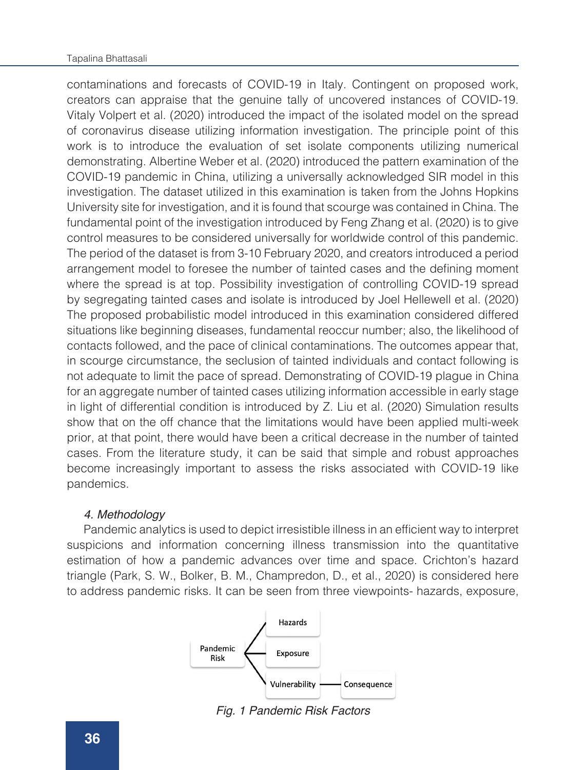contaminations and forecasts of COVID-19 in Italy. Contingent on proposed work, creators can appraise that the genuine tally of uncovered instances of COVID-19. Vitaly Volpert et al. (2020) introduced the impact of the isolated model on the spread of coronavirus disease utilizing information investigation. The principle point of this work is to introduce the evaluation of set isolate components utilizing numerical demonstrating. Albertine Weber et al. (2020) introduced the pattern examination of the COVID-19 pandemic in China, utilizing a universally acknowledged SIR model in this investigation. The dataset utilized in this examination is taken from the Johns Hopkins University site for investigation, and it is found that scourge was contained in China. The fundamental point of the investigation introduced by Feng Zhang et al. (2020) is to give control measures to be considered universally for worldwide control of this pandemic. The period of the dataset is from 3-10 February 2020, and creators introduced a period arrangement model to foresee the number of tainted cases and the defining moment where the spread is at top. Possibility investigation of controlling COVID-19 spread by segregating tainted cases and isolate is introduced by Joel Hellewell et al. (2020) The proposed probabilistic model introduced in this examination considered differed situations like beginning diseases, fundamental reoccur number; also, the likelihood of contacts followed, and the pace of clinical contaminations. The outcomes appear that, in scourge circumstance, the seclusion of tainted individuals and contact following is not adequate to limit the pace of spread. Demonstrating of COVID-19 plague in China for an aggregate number of tainted cases utilizing information accessible in early stage in light of differential condition is introduced by Z. Liu et al. (2020) Simulation results show that on the off chance that the limitations would have been applied multi-week prior, at that point, there would have been a critical decrease in the number of tainted cases. From the literature study, it can be said that simple and robust approaches become increasingly important to assess the risks associated with COVID-19 like pandemics.

### *4. Methodology*

Pandemic analytics is used to depict irresistible illness in an efficient way to interpret suspicions and information concerning illness transmission into the quantitative estimation of how a pandemic advances over time and space. Crichton's hazard triangle (Park, S. W., Bolker, B. M., Champredon, D., et al., 2020) is considered here to address pandemic risks. It can be seen from three viewpoints- hazards, exposure,

Pandemic Risk

Hazards

Exposure

Vulnerability

Consequence

*Fig. 1 Pandemic Risk Factors*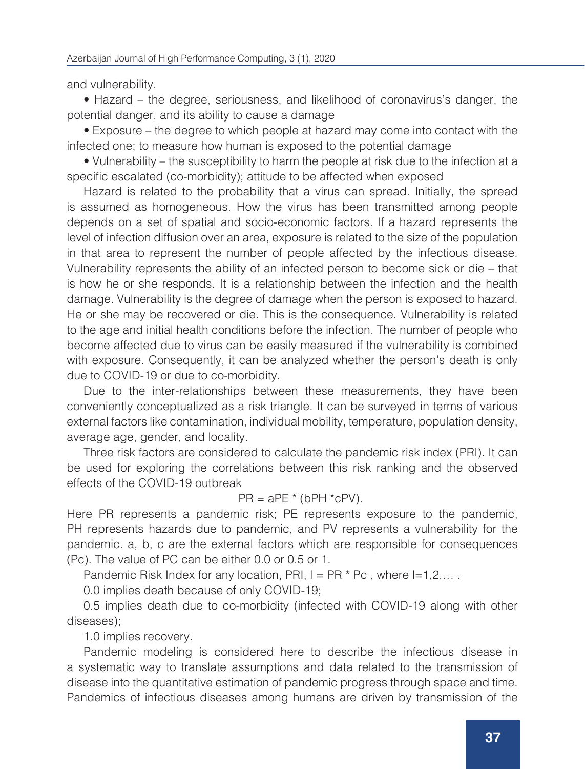and vulnerability.

- Hazard – the degree, seriousness, and likelihood of coronavirus's danger, the potential danger, and its ability to cause a damage
- Exposure – the degree to which people at hazard may come into contact with the infected one; to measure how human is exposed to the potential damage
- Vulnerability – the susceptibility to harm the people at risk due to the infection at a specific escalated (co-morbidity); attitude to be affected when exposed

Hazard is related to the probability that a virus can spread. Initially, the spread is assumed as homogeneous. How the virus has been transmitted among people depends on a set of spatial and socio-economic factors. If a hazard represents the level of infection diffusion over an area, exposure is related to the size of the population in that area to represent the number of people affected by the infectious disease. Vulnerability represents the ability of an infected person to become sick or die – that is how he or she responds. It is a relationship between the infection and the health damage. Vulnerability is the degree of damage when the person is exposed to hazard. He or she may be recovered or die. This is the consequence. Vulnerability is related to the age and initial health conditions before the infection. The number of people who become affected due to virus can be easily measured if the vulnerability is combined with exposure. Consequently, it can be analyzed whether the person's death is only due to COVID-19 or due to co-morbidity.

Due to the inter-relationships between these measurements, they have been conveniently conceptualized as a risk triangle. It can be surveyed in terms of various external factors like contamination, individual mobility, temperature, population density, average age, gender, and locality.

Three risk factors are considered to calculate the pandemic risk index (PRI). It can be used for exploring the correlations between this risk ranking and the observed effects of the COVID-19 outbreak

$$PR = aPE * (bPH * cPV).$$

Here PR represents a pandemic risk; PE represents exposure to the pandemic, PH represents hazards due to pandemic, and PV represents a vulnerability for the pandemic. a, b, c are the external factors which are responsible for consequences (Pc). The value of PC can be either 0.0 or 0.5 or 1.

Pandemic Risk Index for any location, $PRI, l = PR * Pc$ , where $l=1,2,\ldots$ .

0.0 implies death because of only COVID-19;

0.5 implies death due to co-morbidity (infected with COVID-19 along with other diseases);

1.0 implies recovery.

Pandemic modeling is considered here to describe the infectious disease in a systematic way to translate assumptions and data related to the transmission of disease into the quantitative estimation of pandemic progress through space and time. Pandemics of infectious diseases among humans are driven by transmission of the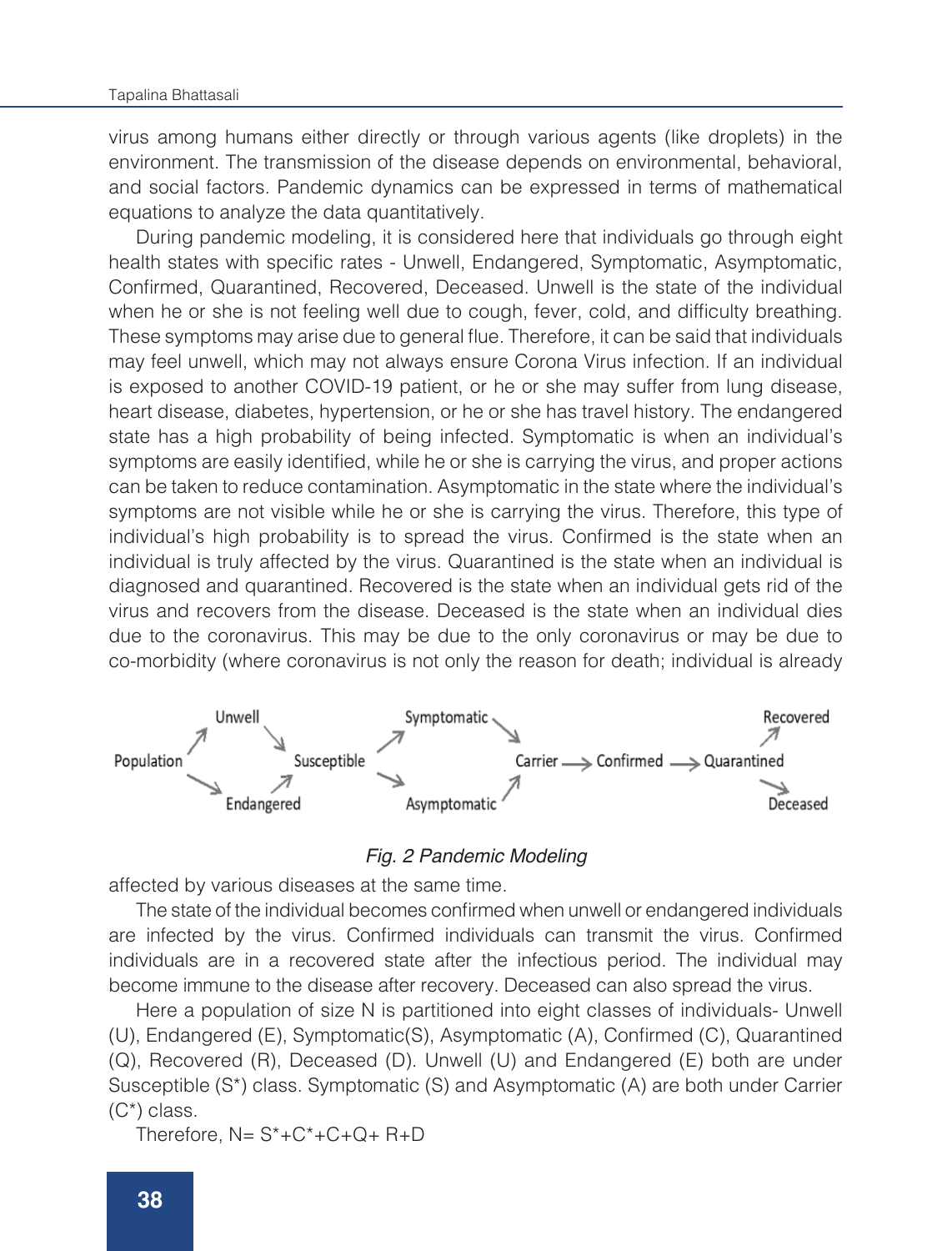virus among humans either directly or through various agents (like droplets) in the environment. The transmission of the disease depends on environmental, behavioral, and social factors. Pandemic dynamics can be expressed in terms of mathematical equations to analyze the data quantitatively.

During pandemic modeling, it is considered here that individuals go through eight health states with specific rates - Unwell, Endangered, Symptomatic, Asymptomatic, Confirmed, Quarantined, Recovered, Deceased. Unwell is the state of the individual when he or she is not feeling well due to cough, fever, cold, and difficulty breathing. These symptoms may arise due to general flue. Therefore, it can be said that individuals may feel unwell, which may not always ensure Corona Virus infection. If an individual is exposed to another COVID-19 patient, or he or she may suffer from lung disease, heart disease, diabetes, hypertension, or he or she has travel history. The endangered state has a high probability of being infected. Symptomatic is when an individual's symptoms are easily identified, while he or she is carrying the virus, and proper actions can be taken to reduce contamination. Asymptomatic in the state where the individual's symptoms are not visible while he or she is carrying the virus. Therefore, this type of individual's high probability is to spread the virus. Confirmed is the state when an individual is truly affected by the virus. Quarantined is the state when an individual is diagnosed and quarantined. Recovered is the state when an individual gets rid of the virus and recovers from the disease. Deceased is the state when an individual dies due to the coronavirus. This may be due to the only coronavirus or may be due to co-morbidity (where coronavirus is not only the reason for death; individual is already

Unwell
Population
Endangered
Susceptible
Symptomatic
Asymptomatic
Carrier → Confirmed → Quarantined
Recovered
Deceased

*Fig. 2 Pandemic Modeling*

affected by various diseases at the same time.

The state of the individual becomes confirmed when unwell or endangered individuals are infected by the virus. Confirmed individuals can transmit the virus. Confirmed individuals are in a recovered state after the infectious period. The individual may become immune to the disease after recovery. Deceased can also spread the virus.

Here a population of size N is partitioned into eight classes of individuals- Unwell (U), Endangered (E), Symptomatic(S), Asymptomatic (A), Confirmed (C), Quarantined (Q), Recovered (R), Deceased (D). Unwell (U) and Endangered (E) both are under Susceptible ($S^*$) class. Symptomatic (S) and Asymptomatic (A) are both under Carrier ($C^*$) class.

Therefore, $N = S^* + C^* + C + Q + R + D$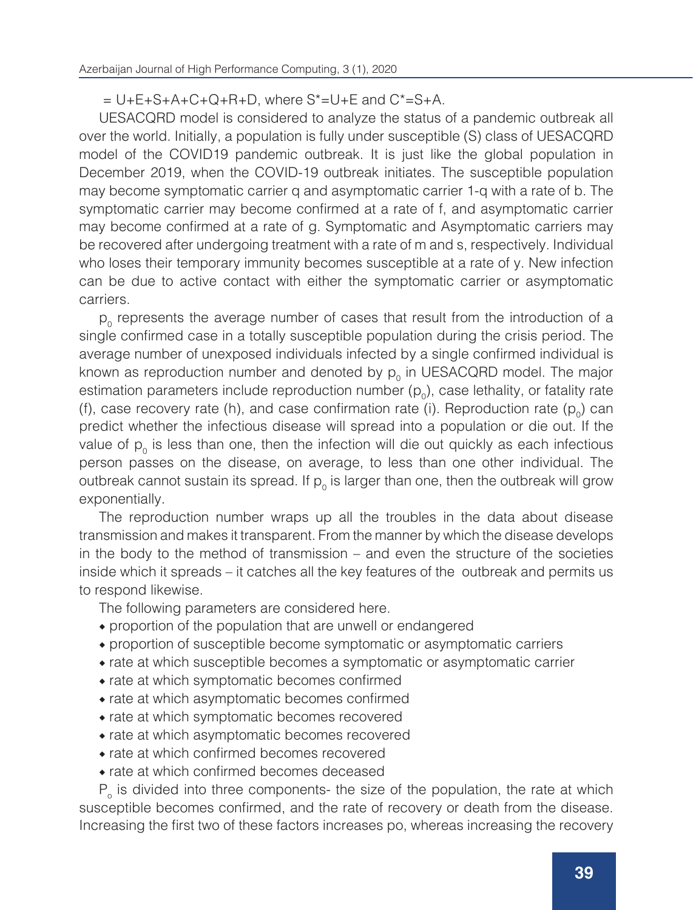= U+E+S+A+C+Q+R+D, where S*=U+E and C*=S+A.

UESACQRD model is considered to analyze the status of a pandemic outbreak all over the world. Initially, a population is fully under susceptible (S) class of UESACQRD model of the COVID19 pandemic outbreak. It is just like the global population in December 2019, when the COVID-19 outbreak initiates. The susceptible population may become symptomatic carrier q and asymptomatic carrier 1-q with a rate of b. The symptomatic carrier may become confirmed at a rate of f, and asymptomatic carrier may become confirmed at a rate of g. Symptomatic and Asymptomatic carriers may be recovered after undergoing treatment with a rate of m and s, respectively. Individual who loses their temporary immunity becomes susceptible at a rate of y. New infection can be due to active contact with either the symptomatic carrier or asymptomatic carriers.

$p_0$ represents the average number of cases that result from the introduction of a single confirmed case in a totally susceptible population during the crisis period. The average number of unexposed individuals infected by a single confirmed individual is known as reproduction number and denoted by $p_0$ in UESACQRD model. The major estimation parameters include reproduction number ($p_0$), case lethality, or fatality rate (f), case recovery rate (h), and case confirmation rate (i). Reproduction rate ($p_0$) can predict whether the infectious disease will spread into a population or die out. If the value of $p_0$ is less than one, then the infection will die out quickly as each infectious person passes on the disease, on average, to less than one other individual. The outbreak cannot sustain its spread. If $p_0$ is larger than one, then the outbreak will grow exponentially.

The reproduction number wraps up all the troubles in the data about disease transmission and makes it transparent. From the manner by which the disease develops in the body to the method of transmission – and even the structure of the societies inside which it spreads – it catches all the key features of the outbreak and permits us to respond likewise.

The following parameters are considered here.

- proportion of the population that are unwell or endangered
- proportion of susceptible become symptomatic or asymptomatic carriers
- rate at which susceptible becomes a symptomatic or asymptomatic carrier
- rate at which symptomatic becomes confirmed
- rate at which asymptomatic becomes confirmed
- rate at which symptomatic becomes recovered
- rate at which asymptomatic becomes recovered
- rate at which confirmed becomes recovered
- rate at which confirmed becomes deceased

$P_o$ is divided into three components- the size of the population, the rate at which susceptible becomes confirmed, and the rate of recovery or death from the disease. Increasing the first two of these factors increases po, whereas increasing the recovery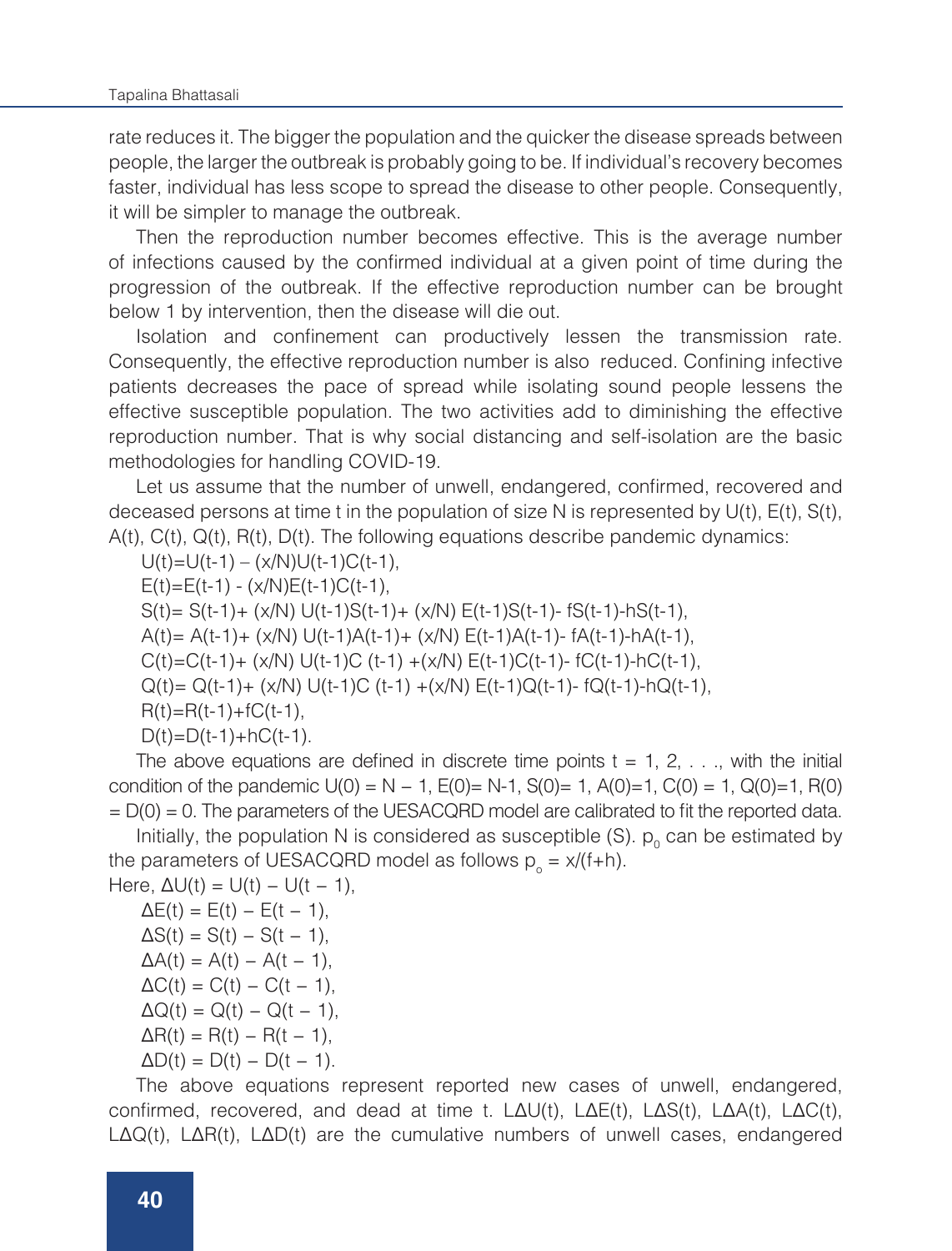rate reduces it. The bigger the population and the quicker the disease spreads between people, the larger the outbreak is probably going to be. If individual's recovery becomes faster, individual has less scope to spread the disease to other people. Consequently, it will be simpler to manage the outbreak.

Then the reproduction number becomes effective. This is the average number of infections caused by the confirmed individual at a given point of time during the progression of the outbreak. If the effective reproduction number can be brought below 1 by intervention, then the disease will die out.

Isolation and confinement can productively lessen the transmission rate. Consequently, the effective reproduction number is also reduced. Confining infective patients decreases the pace of spread while isolating sound people lessens the effective susceptible population. The two activities add to diminishing the effective reproduction number. That is why social distancing and self-isolation are the basic methodologies for handling COVID-19.

Let us assume that the number of unwell, endangered, confirmed, recovered and deceased persons at time t in the population of size N is represented by U(t), E(t), S(t), A(t), C(t), Q(t), R(t), D(t). The following equations describe pandemic dynamics:

$$U(t)=U(t-1) - (x/N)U(t-1)C(t-1),$$

$$E(t)=E(t-1) - (x/N)E(t-1)C(t-1),$$

$$S(t)= S(t-1)+ (x/N)\, U(t-1)S(t-1)+ (x/N)\, E(t-1)S(t-1)- fS(t-1)-hS(t-1),$$

$$A(t)= A(t-1)+ (x/N)\, U(t-1)A(t-1)+ (x/N)\, E(t-1)A(t-1)- fA(t-1)-hA(t-1),$$

$$C(t)=C(t-1)+ (x/N)\, U(t-1)C(t-1) +(x/N)\, E(t-1)C(t-1)- fC(t-1)-hC(t-1),$$

$$Q(t)= Q(t-1)+ (x/N)\, U(t-1)C(t-1) +(x/N)\, E(t-1)Q(t-1)- fQ(t-1)-hQ(t-1),$$

$$R(t)=R(t-1)+fC(t-1),$$

$$D(t)=D(t-1)+hC(t-1).$$

The above equations are defined in discrete time points t = 1, 2, . . ., with the initial condition of the pandemic U(0) = N − 1, E(0)= N-1, S(0)= 1, A(0)=1, C(0) = 1, Q(0)=1, R(0) = D(0) = 0. The parameters of the UESACQRD model are calibrated to fit the reported data.

Initially, the population N is considered as susceptible (S). $p_0$ can be estimated by the parameters of UESACQRD model as follows $p_o = x/(f+h)$.

Here, $\Delta U(t) = U(t) - U(t - 1)$,

$\Delta E(t) = E(t) - E(t - 1)$,

$\Delta S(t) = S(t) - S(t - 1)$,

$\Delta A(t) = A(t) - A(t - 1)$,

$\Delta C(t) = C(t) - C(t - 1)$,

$\Delta Q(t) = Q(t) - Q(t - 1)$,

$\Delta R(t) = R(t) - R(t - 1)$,

$\Delta D(t) = D(t) - D(t - 1)$.

The above equations represent reported new cases of unwell, endangered, confirmed, recovered, and dead at time t. $L\Delta U(t)$, $L\Delta E(t)$, $L\Delta S(t)$, $L\Delta A(t)$, $L\Delta C(t)$, $L\Delta Q(t)$, $L\Delta R(t)$, $L\Delta D(t)$ are the cumulative numbers of unwell cases, endangered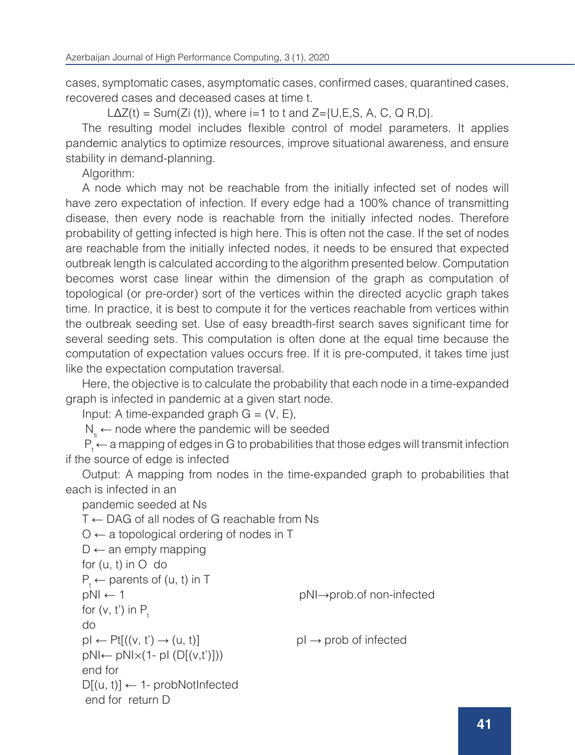cases, symptomatic cases, asymptomatic cases, confirmed cases, quarantined cases, recovered cases and deceased cases at time t.

$L\Delta Z(t) = Sum(Z_i(t))$, where i=1 to t and Z={U,E,S, A, C, Q R,D}.

The resulting model includes flexible control of model parameters. It applies pandemic analytics to optimize resources, improve situational awareness, and ensure stability in demand-planning.

Algorithm:

A node which may not be reachable from the initially infected set of nodes will have zero expectation of infection. If every edge had a 100% chance of transmitting disease, then every node is reachable from the initially infected nodes. Therefore probability of getting infected is high here. This is often not the case. If the set of nodes are reachable from the initially infected nodes, it needs to be ensured that expected outbreak length is calculated according to the algorithm presented below. Computation becomes worst case linear within the dimension of the graph as computation of topological (or pre-order) sort of the vertices within the directed acyclic graph takes time. In practice, it is best to compute it for the vertices reachable from vertices within the outbreak seeding set. Use of easy breadth-first search saves significant time for several seeding sets. This computation is often done at the equal time because the computation of expectation values occurs free. If it is pre-computed, it takes time just like the expectation computation traversal.

Here, the objective is to calculate the probability that each node in a time-expanded graph is infected in pandemic at a given start node.

Input: A time-expanded graph G = (V, E),

$N_s$ ← node where the pandemic will be seeded

$P_t$ ← a mapping of edges in G to probabilities that those edges will transmit infection if the source of edge is infected

Output: A mapping from nodes in the time-expanded graph to probabilities that each is infected in an

```
pandemic seeded at Ns
T ← DAG of all nodes of G reachable from Ns
O ← a topological ordering of nodes in T
D ← an empty mapping
for (u, t) in O  do
P_t ← parents of (u, t) in T
pNI ← 1                                    pNI→prob.of non-infected
for (v, t') in P_t
do
pI ← Pt[((v, t') → (u, t)]                 pI → prob of infected
pNI← pNI×(1- pI (D[(v,t')]))
end for
D[(u, t)] ← 1- probNotInfected
 end for  return D
```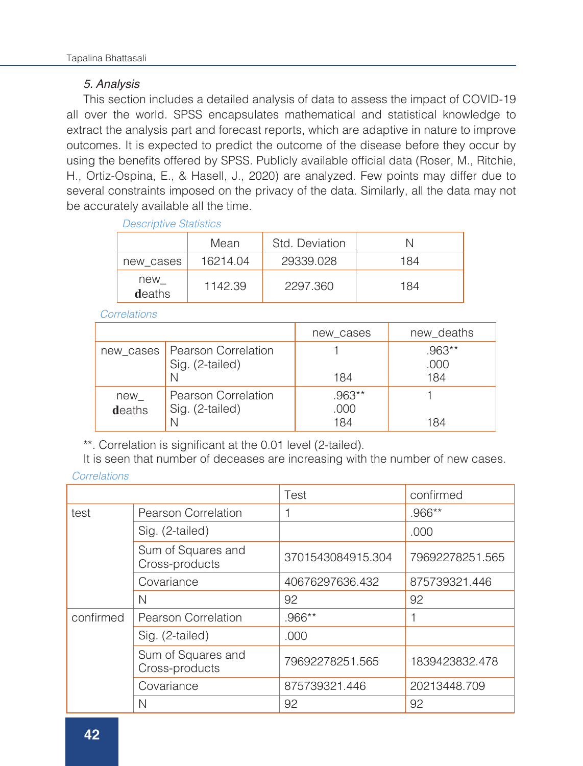*5. Analysis*

This section includes a detailed analysis of data to assess the impact of COVID-19 all over the world. SPSS encapsulates mathematical and statistical knowledge to extract the analysis part and forecast reports, which are adaptive in nature to improve outcomes. It is expected to predict the outcome of the disease before they occur by using the benefits offered by SPSS. Publicly available official data (Roser, M., Ritchie, H., Ortiz-Ospina, E., & Hasell, J., 2020) are analyzed. Few points may differ due to several constraints imposed on the privacy of the data. Similarly, all the data may not be accurately available all the time.

*Descriptive Statistics*

| | Mean | Std. Deviation | N |
|---|---|---|---|
| new_cases | 16214.04 | 29339.028 | 184 |
| new_deaths | 1142.39 | 2297.360 | 184 |

*Correlations*

| | | new_cases | new_deaths |
|---|---|---|---|
| new_cases | Pearson Correlation | 1 | .963** |
| | Sig. (2-tailed) | | .000 |
| | N | 184 | 184 |
| new_deaths | Pearson Correlation | .963** | 1 |
| | Sig. (2-tailed) | .000 | |
| | N | 184 | 184 |

**. Correlation is significant at the 0.01 level (2-tailed).

It is seen that number of deceases are increasing with the number of new cases.

*Correlations*

| | | Test | confirmed |
|---|---|---|---|
| test | Pearson Correlation | 1 | .966** |
| | Sig. (2-tailed) | | .000 |
| | Sum of Squares and Cross-products | 3701543084915.304 | 79692278251.565 |
| | Covariance | 40676297636.432 | 875739321.446 |
| | N | 92 | 92 |
| confirmed | Pearson Correlation | .966** | 1 |
| | Sig. (2-tailed) | .000 | |
| | Sum of Squares and Cross-products | 79692278251.565 | 1839423832.478 |
| | Covariance | 875739321.446 | 20213448.709 |
| | N | 92 | 92 |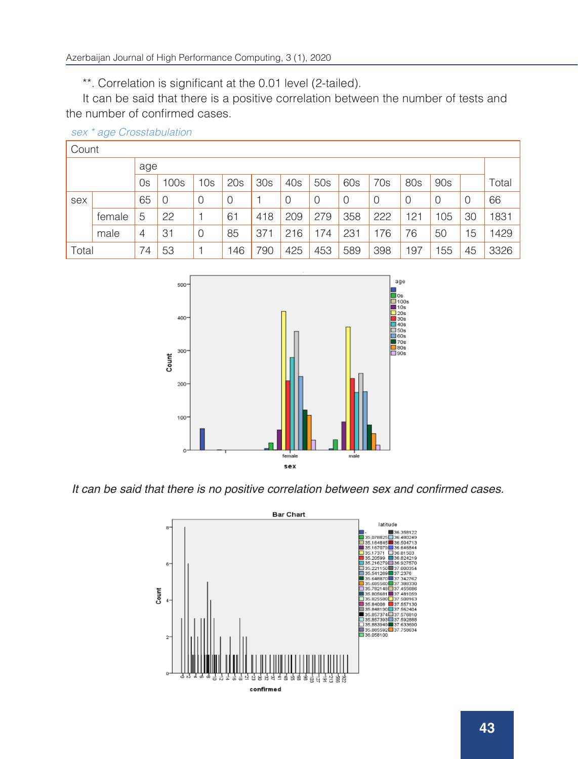**. Correlation is significant at the 0.01 level (2-tailed).

It can be said that there is a positive correlation between the number of tests and the number of confirmed cases.

*sex * age Crosstabulation*

| Count | | | | | | | | | | | | | | |
|---|---|---|---|---|---|---|---|---|---|---|---|---|---|---|
| | | age | | | | | | | | | | | | Total |
| | | 0s | 100s | 10s | 20s | 30s | 40s | 50s | 60s | 70s | 80s | 90s | | |
| sex | | 65 | 0 | 0 | 0 | 1 | 0 | 0 | 0 | 0 | 0 | 0 | 0 | 66 |
| | female | 5 | 22 | 1 | 61 | 418 | 209 | 279 | 358 | 222 | 121 | 105 | 30 | 1831 |
| | male | 4 | 31 | 0 | 85 | 371 | 216 | 174 | 231 | 176 | 76 | 50 | 15 | 1429 |
| Total | | 74 | 53 | 1 | 146 | 790 | 425 | 453 | 589 | 398 | 197 | 155 | 45 | 3326 |

Count
500
400
300
200
100
0
female
male
sex
age
0s
100s
10s
20s
30s
40s
50s
60s
70s
80s
90s

*It can be said that there is no positive correlation between sex and confirmed cases.*

Bar Chart
Count
8
6
4
2
0
confirmed
latitude
35.078825
35.164845
35.167079
35.17371
35.20599
35.216279
35.221150
35.541269
35.648870
35.685560
35.782148
35.805681
35.825580
35.84008
35.848190
35.857374
35.857393
35.883949
35.885592
36.058100
36.358122
36.480249
36.504713
36.646844
36.81503
36.824219
36.927570
37.000354
37.2378
37.342762
37.388330
37.455686
37.481059
37.508163
37.557130
37.562404
37.576810
37.592888
37.633690
37.758634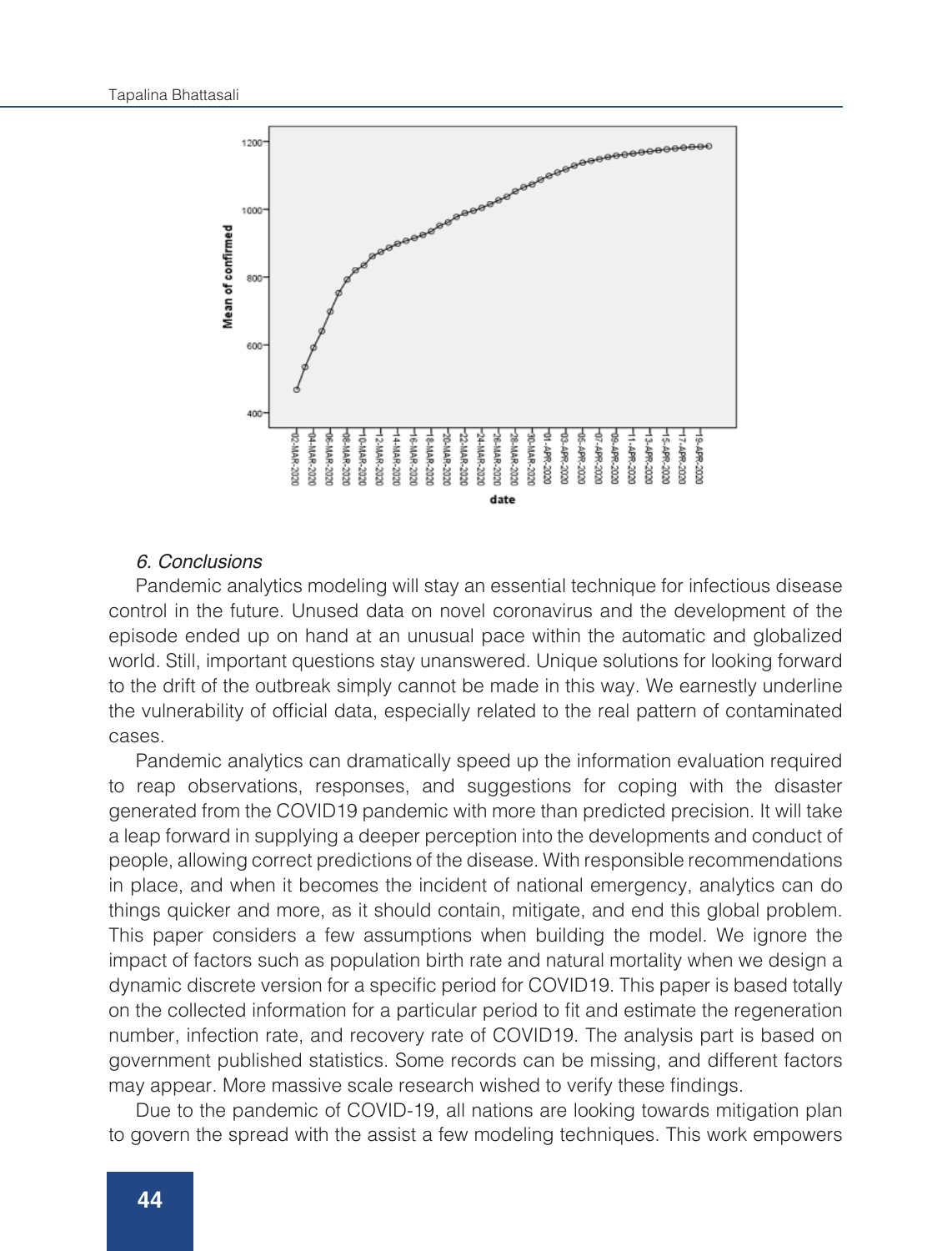Mean of confirmed

1200
1000
800
600
400

02-MAR-2020
04-MAR-2020
06-MAR-2020
08-MAR-2020
10-MAR-2020
12-MAR-2020
14-MAR-2020
16-MAR-2020
18-MAR-2020
20-MAR-2020
22-MAR-2020
24-MAR-2020
26-MAR-2020
28-MAR-2020
30-MAR-2020
01-APR-2020
03-APR-2020
05-APR-2020
07-APR-2020
09-APR-2020
11-APR-2020
13-APR-2020
15-APR-2020
17-APR-2020
19-APR-2020

date

### *6. Conclusions*

Pandemic analytics modeling will stay an essential technique for infectious disease control in the future. Unused data on novel coronavirus and the development of the episode ended up on hand at an unusual pace within the automatic and globalized world. Still, important questions stay unanswered. Unique solutions for looking forward to the drift of the outbreak simply cannot be made in this way. We earnestly underline the vulnerability of official data, especially related to the real pattern of contaminated cases.

Pandemic analytics can dramatically speed up the information evaluation required to reap observations, responses, and suggestions for coping with the disaster generated from the COVID19 pandemic with more than predicted precision. It will take a leap forward in supplying a deeper perception into the developments and conduct of people, allowing correct predictions of the disease. With responsible recommendations in place, and when it becomes the incident of national emergency, analytics can do things quicker and more, as it should contain, mitigate, and end this global problem. This paper considers a few assumptions when building the model. We ignore the impact of factors such as population birth rate and natural mortality when we design a dynamic discrete version for a specific period for COVID19. This paper is based totally on the collected information for a particular period to fit and estimate the regeneration number, infection rate, and recovery rate of COVID19. The analysis part is based on government published statistics. Some records can be missing, and different factors may appear. More massive scale research wished to verify these findings.

Due to the pandemic of COVID-19, all nations are looking towards mitigation plan to govern the spread with the assist a few modeling techniques. This work empowers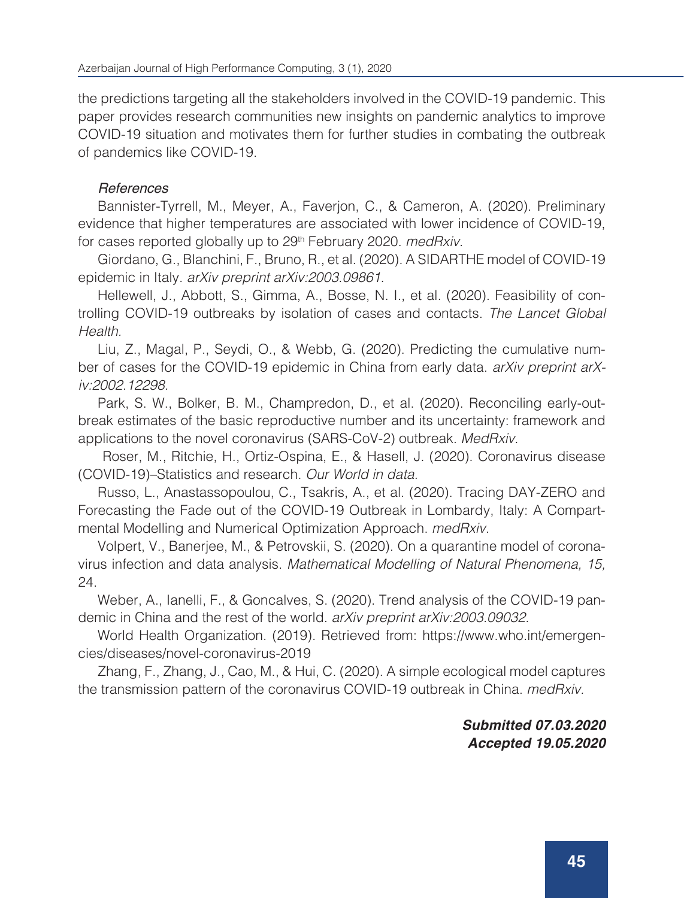the predictions targeting all the stakeholders involved in the COVID-19 pandemic. This paper provides research communities new insights on pandemic analytics to improve COVID-19 situation and motivates them for further studies in combating the outbreak of pandemics like COVID-19.

*References*

Bannister-Tyrrell, M., Meyer, A., Faverjon, C., & Cameron, A. (2020). Preliminary evidence that higher temperatures are associated with lower incidence of COVID-19, for cases reported globally up to 29th February 2020. *medRxiv*.

Giordano, G., Blanchini, F., Bruno, R., et al. (2020). A SIDARTHE model of COVID-19 epidemic in Italy. *arXiv preprint arXiv:2003.09861*.

Hellewell, J., Abbott, S., Gimma, A., Bosse, N. I., et al. (2020). Feasibility of controlling COVID-19 outbreaks by isolation of cases and contacts. *The Lancet Global Health*.

Liu, Z., Magal, P., Seydi, O., & Webb, G. (2020). Predicting the cumulative number of cases for the COVID-19 epidemic in China from early data. *arXiv preprint arXiv:2002.12298*.

Park, S. W., Bolker, B. M., Champredon, D., et al. (2020). Reconciling early-outbreak estimates of the basic reproductive number and its uncertainty: framework and applications to the novel coronavirus (SARS-CoV-2) outbreak. *MedRxiv*.

Roser, M., Ritchie, H., Ortiz-Ospina, E., & Hasell, J. (2020). Coronavirus disease (COVID-19)–Statistics and research. *Our World in data*.

Russo, L., Anastassopoulou, C., Tsakris, A., et al. (2020). Tracing DAY-ZERO and Forecasting the Fade out of the COVID-19 Outbreak in Lombardy, Italy: A Compartmental Modelling and Numerical Optimization Approach. *medRxiv*.

Volpert, V., Banerjee, M., & Petrovskii, S. (2020). On a quarantine model of coronavirus infection and data analysis. *Mathematical Modelling of Natural Phenomena, 15,* 24.

Weber, A., Ianelli, F., & Goncalves, S. (2020). Trend analysis of the COVID-19 pandemic in China and the rest of the world. *arXiv preprint arXiv:2003.09032*.

World Health Organization. (2019). Retrieved from: https://www.who.int/emergencies/diseases/novel-coronavirus-2019

Zhang, F., Zhang, J., Cao, M., & Hui, C. (2020). A simple ecological model captures the transmission pattern of the coronavirus COVID-19 outbreak in China. *medRxiv.*

***Submitted 07.03.2020***
***Accepted 19.05.2020***